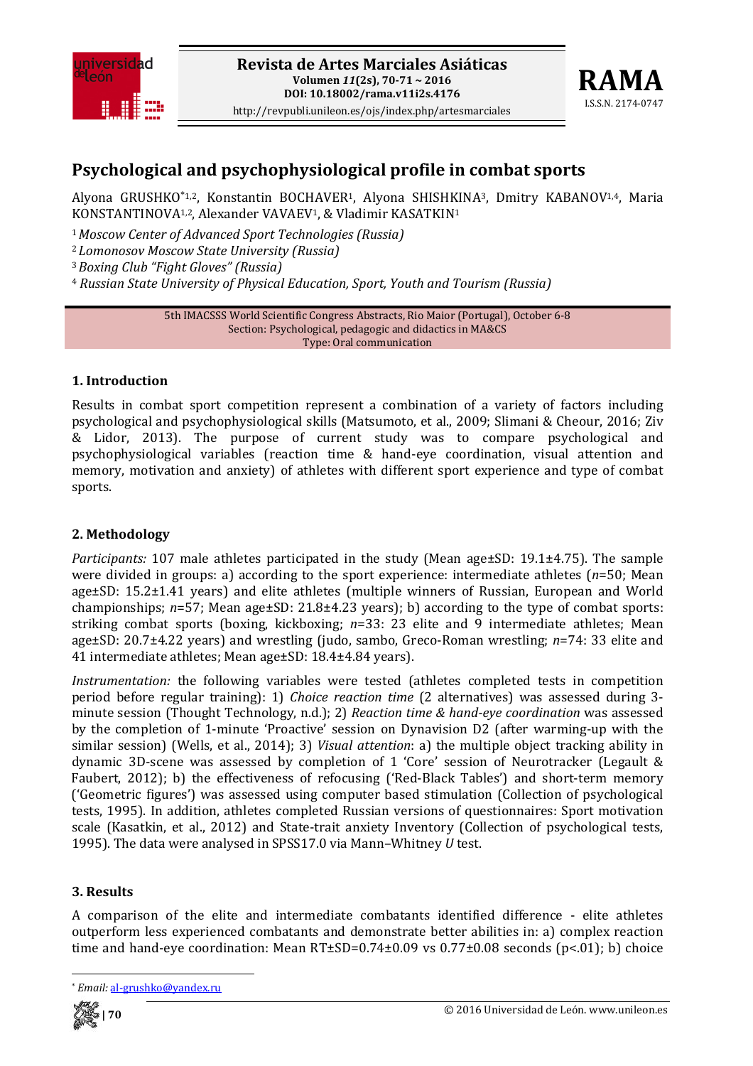# Psychological and psychophysiological profile in combat sports

Alyona GRUSHKO*[1,2], Konstantin BOCHAVER[1], Alyona SHISHKINA[3], Dmitry KABANOV[1,4], Maria KONSTANTINOVA[1,2], Alexander VAVAEV[1], & Vladimir KASATKIN[1]

[1] *Moscow Center of Advanced Sport Technologies (Russia)*
[2] *Lomonosov Moscow State University (Russia)*
[3] *Boxing Club "Fight Gloves" (Russia)*
[4] *Russian State University of Physical Education, Sport, Youth and Tourism (Russia)*

5th IMACSSS World Scientific Congress Abstracts, Rio Maior (Portugal), October 6-8
Section: Psychological, pedagogic and didactics in MA&CS
Type: Oral communication

### 1. Introduction

Results in combat sport competition represent a combination of a variety of factors including psychological and psychophysiological skills (Matsumoto, et al., 2009; Slimani & Cheour, 2016; Ziv & Lidor, 2013). The purpose of current study was to compare psychological and psychophysiological variables (reaction time & hand-eye coordination, visual attention and memory, motivation and anxiety) of athletes with different sport experience and type of combat sports.

### 2. Methodology

*Participants:* 107 male athletes participated in the study (Mean age±SD: 19.1±4.75). The sample were divided in groups: a) according to the sport experience: intermediate athletes (*n*=50; Mean age±SD: 15.2±1.41 years) and elite athletes (multiple winners of Russian, European and World championships; *n*=57; Mean age±SD: 21.8±4.23 years); b) according to the type of combat sports: striking combat sports (boxing, kickboxing; *n*=33: 23 elite and 9 intermediate athletes; Mean age±SD: 20.7±4.22 years) and wrestling (judo, sambo, Greco-Roman wrestling; *n*=74: 33 elite and 41 intermediate athletes; Mean age±SD: 18.4±4.84 years).

*Instrumentation:* the following variables were tested (athletes completed tests in competition period before regular training): 1) *Choice reaction time* (2 alternatives) was assessed during 3-minute session (Thought Technology, n.d.); 2) *Reaction time & hand-eye coordination* was assessed by the completion of 1-minute 'Proactive' session on Dynavision D2 (after warming-up with the similar session) (Wells, et al., 2014); 3) *Visual attention*: a) the multiple object tracking ability in dynamic 3D-scene was assessed by completion of 1 'Core' session of Neurotracker (Legault & Faubert, 2012); b) the effectiveness of refocusing ('Red-Black Tables') and short-term memory ('Geometric figures') was assessed using computer based stimulation (Collection of psychological tests, 1995). In addition, athletes completed Russian versions of questionnaires: Sport motivation scale (Kasatkin, et al., 2012) and State-trait anxiety Inventory (Collection of psychological tests, 1995). The data were analysed in SPSS17.0 via Mann–Whitney *U* test.

### 3. Results

A comparison of the elite and intermediate combatants identified difference - elite athletes outperform less experienced combatants and demonstrate better abilities in: a) complex reaction time and hand-eye coordination: Mean RT±SD=0.74±0.09 vs 0.77±0.08 seconds ($p<.01$); b) choice

* *Email:* al-grushko@yandex.ru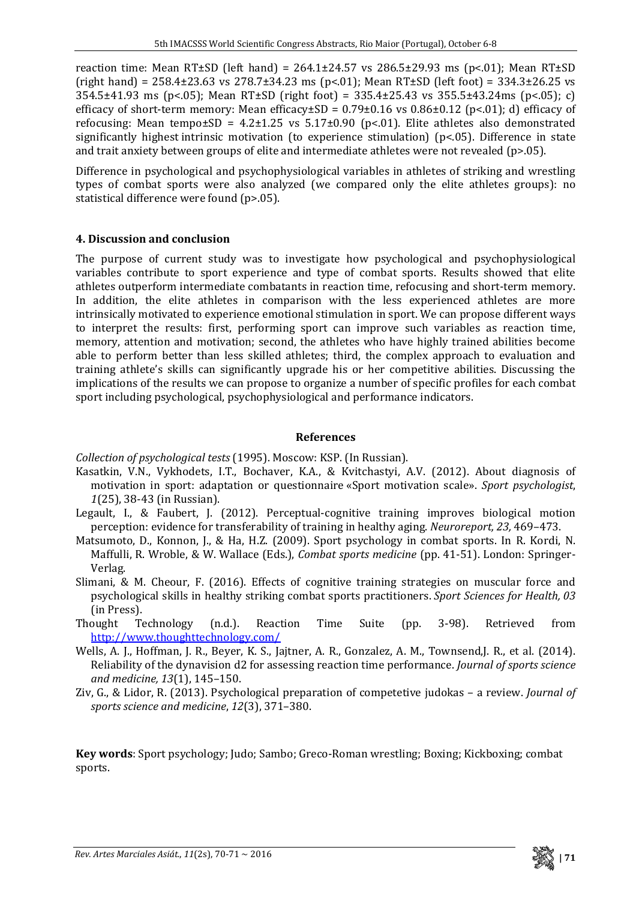reaction time: Mean RT±SD (left hand) = 264.1±24.57 vs 286.5±29.93 ms ($p<.01$); Mean RT±SD (right hand) = 258.4±23.63 vs 278.7±34.23 ms ($p<.01$); Mean RT±SD (left foot) = 334.3±26.25 vs 354.5±41.93 ms ($p<.05$); Mean RT±SD (right foot) = 335.4±25.43 vs 355.5±43.24ms ($p<.05$); c) efficacy of short-term memory: Mean efficacy±SD = 0.79±0.16 vs 0.86±0.12 ($p<.01$); d) efficacy of refocusing: Mean tempo±SD = 4.2±1.25 vs 5.17±0.90 ($p<.01$). Elite athletes also demonstrated significantly highest intrinsic motivation (to experience stimulation) ($p<.05$). Difference in state and trait anxiety between groups of elite and intermediate athletes were not revealed ($p>.05$).

Difference in psychological and psychophysiological variables in athletes of striking and wrestling types of combat sports were also analyzed (we compared only the elite athletes groups): no statistical difference were found ($p>.05$).

## 4. Discussion and conclusion

The purpose of current study was to investigate how psychological and psychophysiological variables contribute to sport experience and type of combat sports. Results showed that elite athletes outperform intermediate combatants in reaction time, refocusing and short-term memory. In addition, the elite athletes in comparison with the less experienced athletes are more intrinsically motivated to experience emotional stimulation in sport. We can propose different ways to interpret the results: first, performing sport can improve such variables as reaction time, memory, attention and motivation; second, the athletes who have highly trained abilities become able to perform better than less skilled athletes; third, the complex approach to evaluation and training athlete's skills can significantly upgrade his or her competitive abilities. Discussing the implications of the results we can propose to organize a number of specific profiles for each combat sport including psychological, psychophysiological and performance indicators.

## References

*Collection of psychological tests* (1995). Moscow: KSP. (In Russian).

Kasatkin, V.N., Vykhodets, I.T., Bochaver, K.A., & Kvitchastyi, A.V. (2012). About diagnosis of motivation in sport: adaptation or questionnaire «Sport motivation scale». *Sport psychologist*, *1*(25), 38-43 (in Russian).

Legault, I., & Faubert, J. (2012). Perceptual-cognitive training improves biological motion perception: evidence for transferability of training in healthy aging. *Neuroreport, 23,* 469–473.

Matsumoto, D., Konnon, J., & Ha, H.Z. (2009). Sport psychology in combat sports. In R. Kordi, N. Maffulli, R. Wroble, & W. Wallace (Eds.), *Combat sports medicine* (pp. 41-51). London: Springer-Verlag.

Slimani, & M. Cheour, F. (2016). Effects of cognitive training strategies on muscular force and psychological skills in healthy striking combat sports practitioners. *Sport Sciences for Health, 03* (in Press).

Thought Technology (n.d.). Reaction Time Suite (pp. 3-98). Retrieved from http://www.thoughttechnology.com/

Wells, A. J., Hoffman, J. R., Beyer, K. S., Jajtner, A. R., Gonzalez, A. M., Townsend,J. R., et al. (2014). Reliability of the dynavision d2 for assessing reaction time performance. *Journal of sports science and medicine, 13*(1), 145–150.

Ziv, G., & Lidor, R. (2013). Psychological preparation of competetive judokas – a review. *Journal of sports science and medicine*, *12*(3), 371–380.

**Key words**: Sport psychology; Judo; Sambo; Greco-Roman wrestling; Boxing; Kickboxing; combat sports.